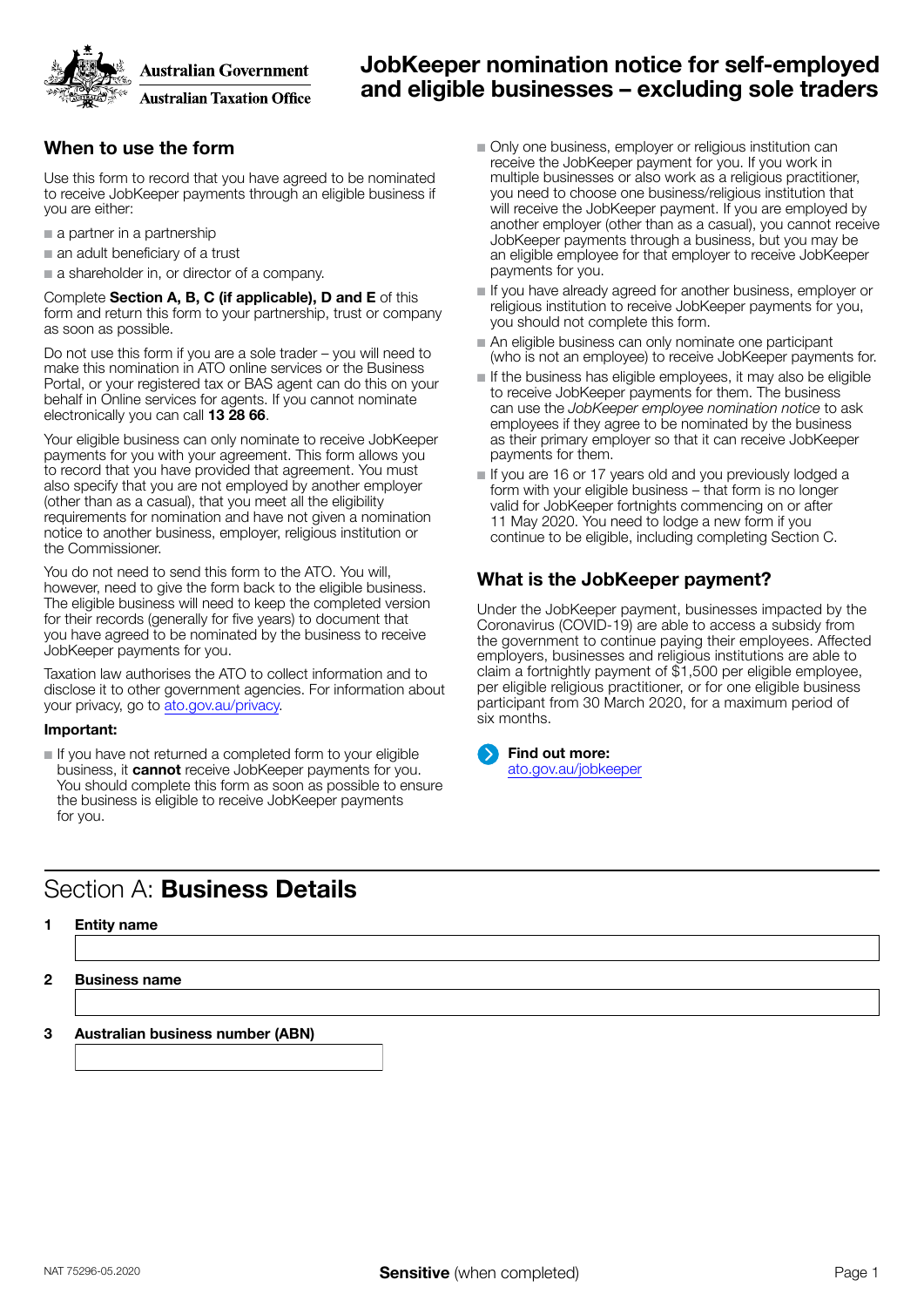Australian Government
Australian Taxation Office

# JobKeeper nomination notice for self-employed and eligible businesses – excluding sole traders

## When to use the form

Use this form to record that you have agreed to be nominated to receive JobKeeper payments through an eligible business if you are either:

- a partner in a partnership
- an adult beneficiary of a trust
- a shareholder in, or director of a company.

Complete **Section A, B, C (if applicable), D and E** of this form and return this form to your partnership, trust or company as soon as possible.

Do not use this form if you are a sole trader – you will need to make this nomination in ATO online services or the Business Portal, or your registered tax or BAS agent can do this on your behalf in Online services for agents. If you cannot nominate electronically you can call **13 28 66**.

Your eligible business can only nominate to receive JobKeeper payments for you with your agreement. This form allows you to record that you have provided that agreement. You must also specify that you are not employed by another employer (other than as a casual), that you meet all the eligibility requirements for nomination and have not given a nomination notice to another business, employer, religious institution or the Commissioner.

You do not need to send this form to the ATO. You will, however, need to give the form back to the eligible business. The eligible business will need to keep the completed version for their records (generally for five years) to document that you have agreed to be nominated by the business to receive JobKeeper payments for you.

Taxation law authorises the ATO to collect information and to disclose it to other government agencies. For information about your privacy, go to ato.gov.au/privacy.

**Important:**

- If you have not returned a completed form to your eligible business, it **cannot** receive JobKeeper payments for you. You should complete this form as soon as possible to ensure the business is eligible to receive JobKeeper payments for you.
- Only one business, employer or religious institution can receive the JobKeeper payment for you. If you work in multiple businesses or also work as a religious practitioner, you need to choose one business/religious institution that will receive the JobKeeper payment. If you are employed by another employer (other than as a casual), you cannot receive JobKeeper payments through a business, but you may be an eligible employee for that employer to receive JobKeeper payments for you.
- If you have already agreed for another business, employer or religious institution to receive JobKeeper payments for you, you should not complete this form.
- An eligible business can only nominate one participant (who is not an employee) to receive JobKeeper payments for.
- If the business has eligible employees, it may also be eligible to receive JobKeeper payments for them. The business can use the *JobKeeper employee nomination notice* to ask employees if they agree to be nominated by the business as their primary employer so that it can receive JobKeeper payments for them.
- If you are 16 or 17 years old and you previously lodged a form with your eligible business – that form is no longer valid for JobKeeper fortnights commencing on or after 11 May 2020. You need to lodge a new form if you continue to be eligible, including completing Section C.

## What is the JobKeeper payment?

Under the JobKeeper payment, businesses impacted by the Coronavirus (COVID-19) are able to access a subsidy from the government to continue paying their employees. Affected employers, businesses and religious institutions are able to claim a fortnightly payment of $1,500 per eligible employee, per eligible religious practitioner, or for one eligible business participant from 30 March 2020, for a maximum period of six months.

**Find out more:**
ato.gov.au/jobkeeper

## Section A: **Business Details**

**1 Entity name**

**2 Business name**

**3 Australian business number (ABN)**

NAT 75296-05.2020

**Sensitive** (when completed)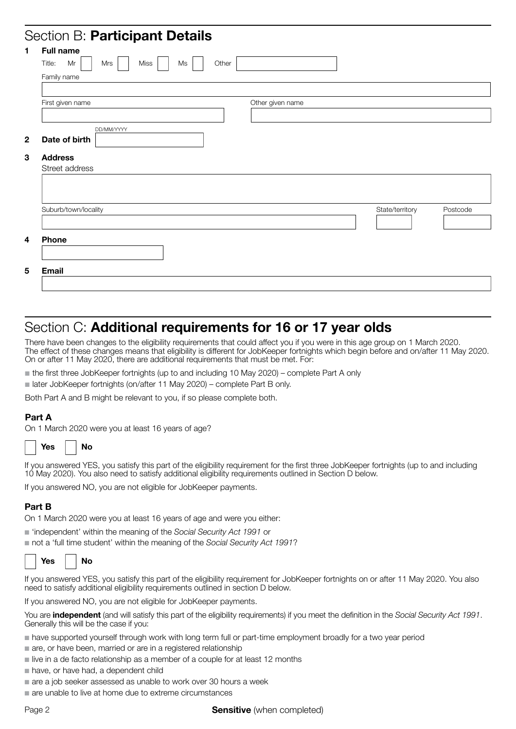## Section B: **Participant Details**

**1 Full name**

Title: Mr ☐ Mrs ☐ Miss ☐ Ms ☐ Other

Family name

First given name

Other given name

**2 Date of birth** DD/MM/YYYY

**3 Address**

Street address

Suburb/town/locality

State/territory

Postcode

**4 Phone**

**5 Email**

## Section C: **Additional requirements for 16 or 17 year olds**

There have been changes to the eligibility requirements that could affect you if you were in this age group on 1 March 2020. The effect of these changes means that eligibility is different for JobKeeper fortnights which begin before and on/after 11 May 2020. On or after 11 May 2020, there are additional requirements that must be met. For:

- the first three JobKeeper fortnights (up to and including 10 May 2020) – complete Part A only
- later JobKeeper fortnights (on/after 11 May 2020) – complete Part B only.

Both Part A and B might be relevant to you, if so please complete both.

### Part A

On 1 March 2020 were you at least 16 years of age?

☐ **Yes** ☐ **No**

If you answered YES, you satisfy this part of the eligibility requirement for the first three JobKeeper fortnights (up to and including 10 May 2020). You also need to satisfy additional eligibility requirements outlined in Section D below.

If you answered NO, you are not eligible for JobKeeper payments.

### Part B

On 1 March 2020 were you at least 16 years of age and were you either:

- 'independent' within the meaning of the *Social Security Act 1991* or
- not a 'full time student' within the meaning of the *Social Security Act 1991*?

☐ **Yes** ☐ **No**

If you answered YES, you satisfy this part of the eligibility requirement for JobKeeper fortnights on or after 11 May 2020. You also need to satisfy additional eligibility requirements outlined in section D below.

If you answered NO, you are not eligible for JobKeeper payments.

You are **independent** (and will satisfy this part of the eligibility requirements) if you meet the definition in the *Social Security Act 1991*. Generally this will be the case if you:

- have supported yourself through work with long term full or part-time employment broadly for a two year period
- are, or have been, married or are in a registered relationship
- live in a de facto relationship as a member of a couple for at least 12 months
- have, or have had, a dependent child
- are a job seeker assessed as unable to work over 30 hours a week
- are unable to live at home due to extreme circumstances

**Sensitive** (when completed)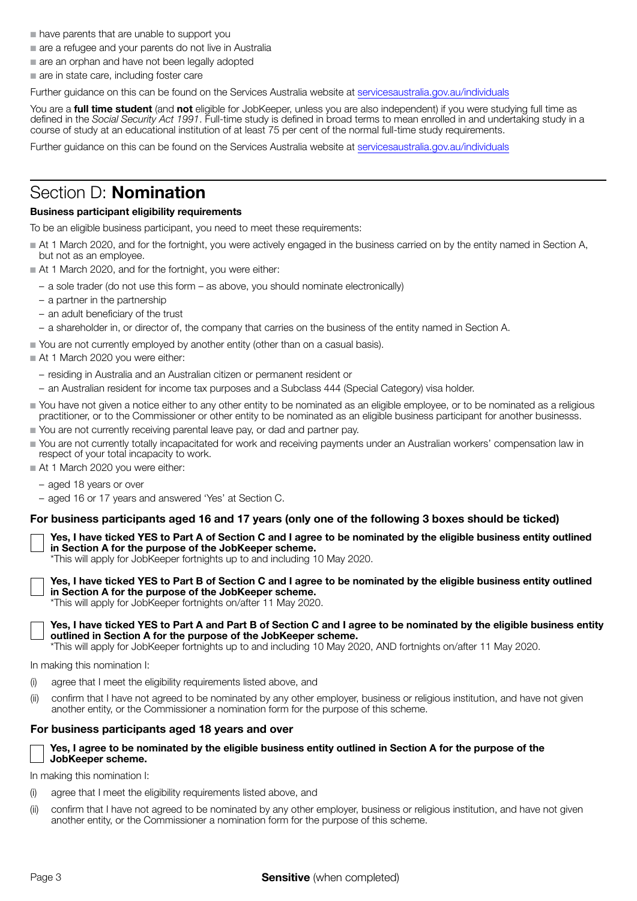- have parents that are unable to support you
- are a refugee and your parents do not live in Australia
- are an orphan and have not been legally adopted
- are in state care, including foster care

Further guidance on this can be found on the Services Australia website at servicesaustralia.gov.au/individuals

You are a **full time student** (and **not** eligible for JobKeeper, unless you are also independent) if you were studying full time as defined in the *Social Security Act 1991*. Full-time study is defined in broad terms to mean enrolled in and undertaking study in a course of study at an educational institution of at least 75 per cent of the normal full-time study requirements.

Further guidance on this can be found on the Services Australia website at servicesaustralia.gov.au/individuals

# Section D: **Nomination**

**Business participant eligibility requirements**

To be an eligible business participant, you need to meet these requirements:

- At 1 March 2020, and for the fortnight, you were actively engaged in the business carried on by the entity named in Section A, but not as an employee.
- At 1 March 2020, and for the fortnight, you were either:
  - a sole trader (do not use this form – as above, you should nominate electronically)
  - a partner in the partnership
  - an adult beneficiary of the trust
  - a shareholder in, or director of, the company that carries on the business of the entity named in Section A.
- You are not currently employed by another entity (other than on a casual basis).
- At 1 March 2020 you were either:
  - residing in Australia and an Australian citizen or permanent resident or
  - an Australian resident for income tax purposes and a Subclass 444 (Special Category) visa holder.
- You have not given a notice either to any other entity to be nominated as an eligible employee, or to be nominated as a religious practitioner, or to the Commissioner or other entity to be nominated as an eligible business participant for another businesss.
- You are not currently receiving parental leave pay, or dad and partner pay.
- You are not currently totally incapacitated for work and receiving payments under an Australian workers' compensation law in respect of your total incapacity to work.
- At 1 March 2020 you were either:
  - aged 18 years or over
  - aged 16 or 17 years and answered 'Yes' at Section C.

### For business participants aged 16 and 17 years (only one of the following 3 boxes should be ticked)

☐ **Yes, I have ticked YES to Part A of Section C and I agree to be nominated by the eligible business entity outlined in Section A for the purpose of the JobKeeper scheme.**
*This will apply for JobKeeper fortnights up to and including 10 May 2020.

☐ **Yes, I have ticked YES to Part B of Section C and I agree to be nominated by the eligible business entity outlined in Section A for the purpose of the JobKeeper scheme.**
*This will apply for JobKeeper fortnights on/after 11 May 2020.

☐ **Yes, I have ticked YES to Part A and Part B of Section C and I agree to be nominated by the eligible business entity outlined in Section A for the purpose of the JobKeeper scheme.**
*This will apply for JobKeeper fortnights up to and including 10 May 2020, AND fortnights on/after 11 May 2020.

In making this nomination I:

(i) agree that I meet the eligibility requirements listed above, and

(ii) confirm that I have not agreed to be nominated by any other employer, business or religious institution, and have not given another entity, or the Commissioner a nomination form for the purpose of this scheme.

### For business participants aged 18 years and over

☐ **Yes, I agree to be nominated by the eligible business entity outlined in Section A for the purpose of the JobKeeper scheme.**

In making this nomination I:

(i) agree that I meet the eligibility requirements listed above, and

(ii) confirm that I have not agreed to be nominated by any other employer, business or religious institution, and have not given another entity, or the Commissioner a nomination form for the purpose of this scheme.

**Sensitive** (when completed)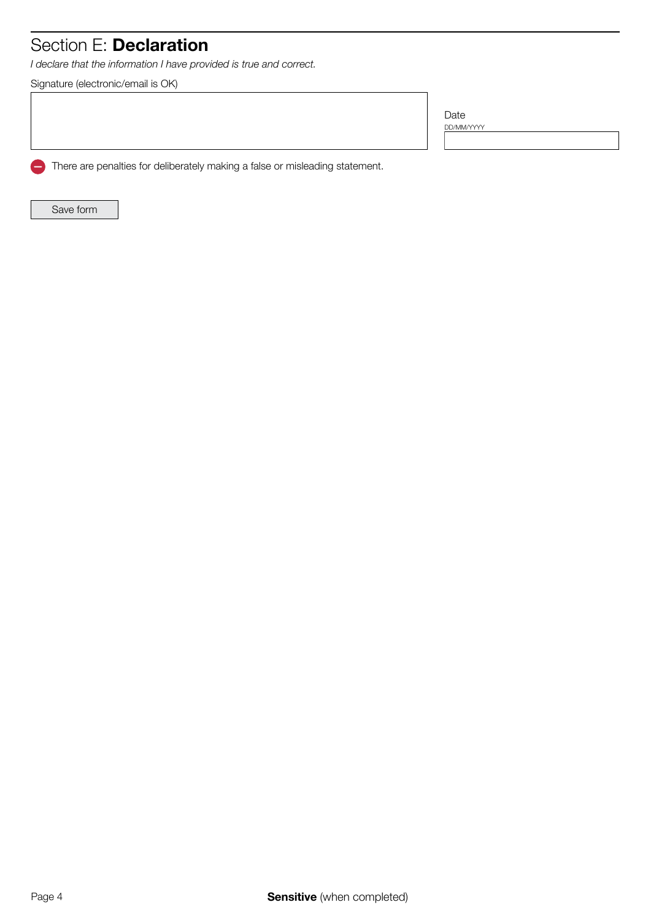## Section E: **Declaration**

*I declare that the information I have provided is true and correct.*

Signature (electronic/email is OK)

Date
DD/MM/YYYY

There are penalties for deliberately making a false or misleading statement.

Save form

**Sensitive** (when completed)